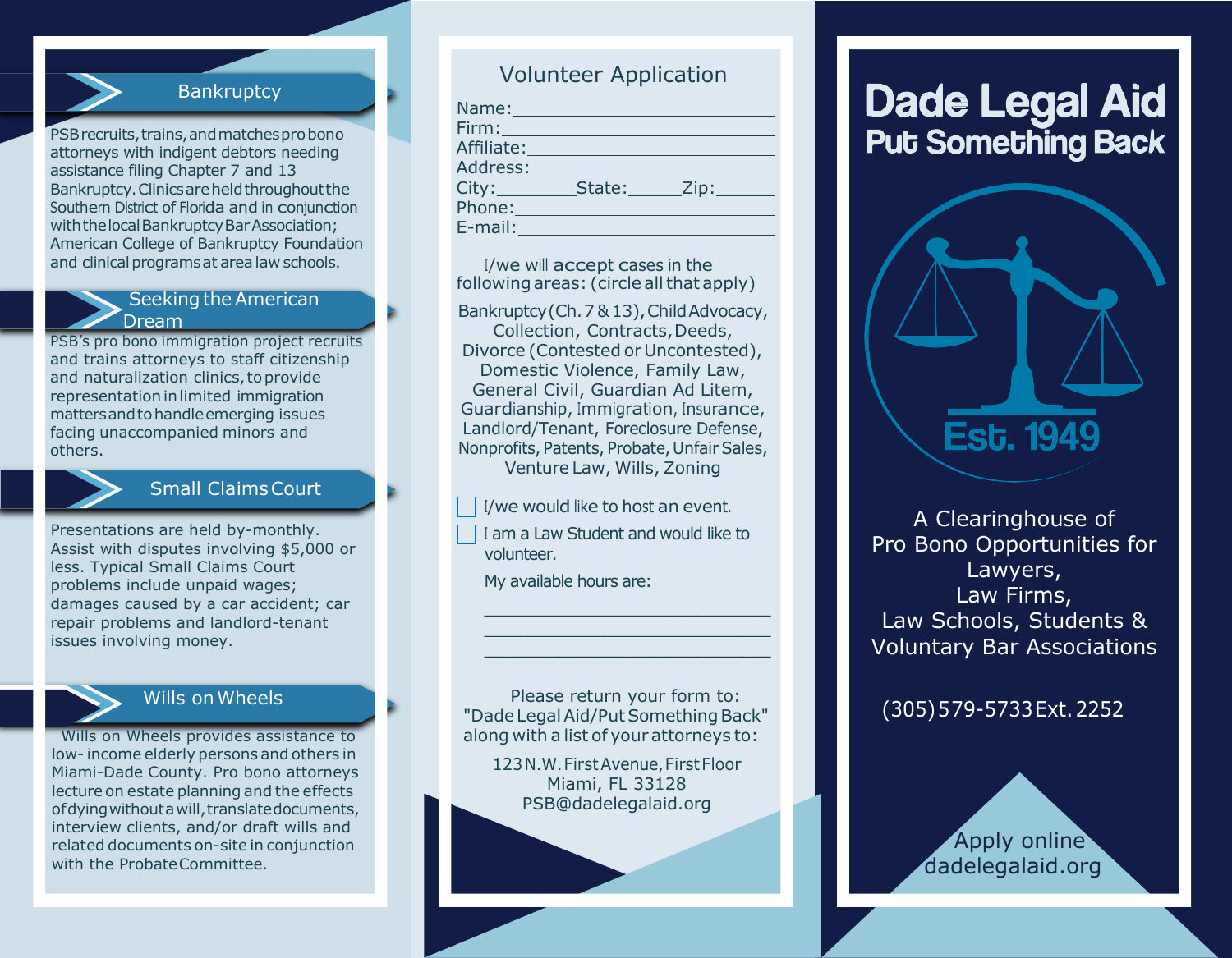## Bankruptcy

PSB recruits, trains, and matches pro bono attorneys with indigent debtors needing assistance filing Chapter 7 and 13 Bankruptcy. Clinics are held throughout the Southern District of Florida and in conjunction with the local Bankruptcy Bar Association; American College of Bankruptcy Foundation and clinical programs at area law schools.

## Seeking the American Dream

PSB's pro bono immigration project recruits and trains attorneys to staff citizenship and naturalization clinics, to provide representation in limited immigration matters and to handle emerging issues facing unaccompanied minors and others.

## Small Claims Court

Presentations are held by-monthly. Assist with disputes involving $5,000 or less. Typical Small Claims Court problems include unpaid wages; damages caused by a car accident; car repair problems and landlord-tenant issues involving money.

## Wills on Wheels

Wills on Wheels provides assistance to low- income elderly persons and others in Miami-Dade County. Pro bono attorneys lecture on estate planning and the effects of dying without a will, translate documents, interview clients, and/or draft wills and related documents on-site in conjunction with the Probate Committee.

## Volunteer Application

Name:______________________________

Firm:______________________________

Affiliate:______________________________

Address:______________________________

City:________ State:______ Zip:______

Phone:______________________________

E-mail:______________________________

I/we will accept cases in the following areas: (circle all that apply)

Bankruptcy (Ch. 7 & 13), Child Advocacy, Collection, Contracts, Deeds, Divorce (Contested or Uncontested), Domestic Violence, Family Law, General Civil, Guardian Ad Litem, Guardianship, Immigration, Insurance, Landlord/Tenant, Foreclosure Defense, Nonprofits, Patents, Probate, Unfair Sales, Venture Law, Wills, Zoning

- ☐ I/we would like to host an event.
- ☐ I am a Law Student and would like to volunteer.

My available hours are:

______________________________

______________________________

______________________________

Please return your form to:
"Dade Legal Aid/Put Something Back"
along with a list of your attorneys to:

123 N.W. First Avenue, First Floor
Miami, FL 33128
PSB@dadelegalaid.org

# Dade Legal Aid
## Put Something Back

Est. 1949

A Clearinghouse of
Pro Bono Opportunities for
Lawyers,
Law Firms,
Law Schools, Students &
Voluntary Bar Associations

(305) 579-5733 Ext. 2252

Apply online
dadelegalaid.org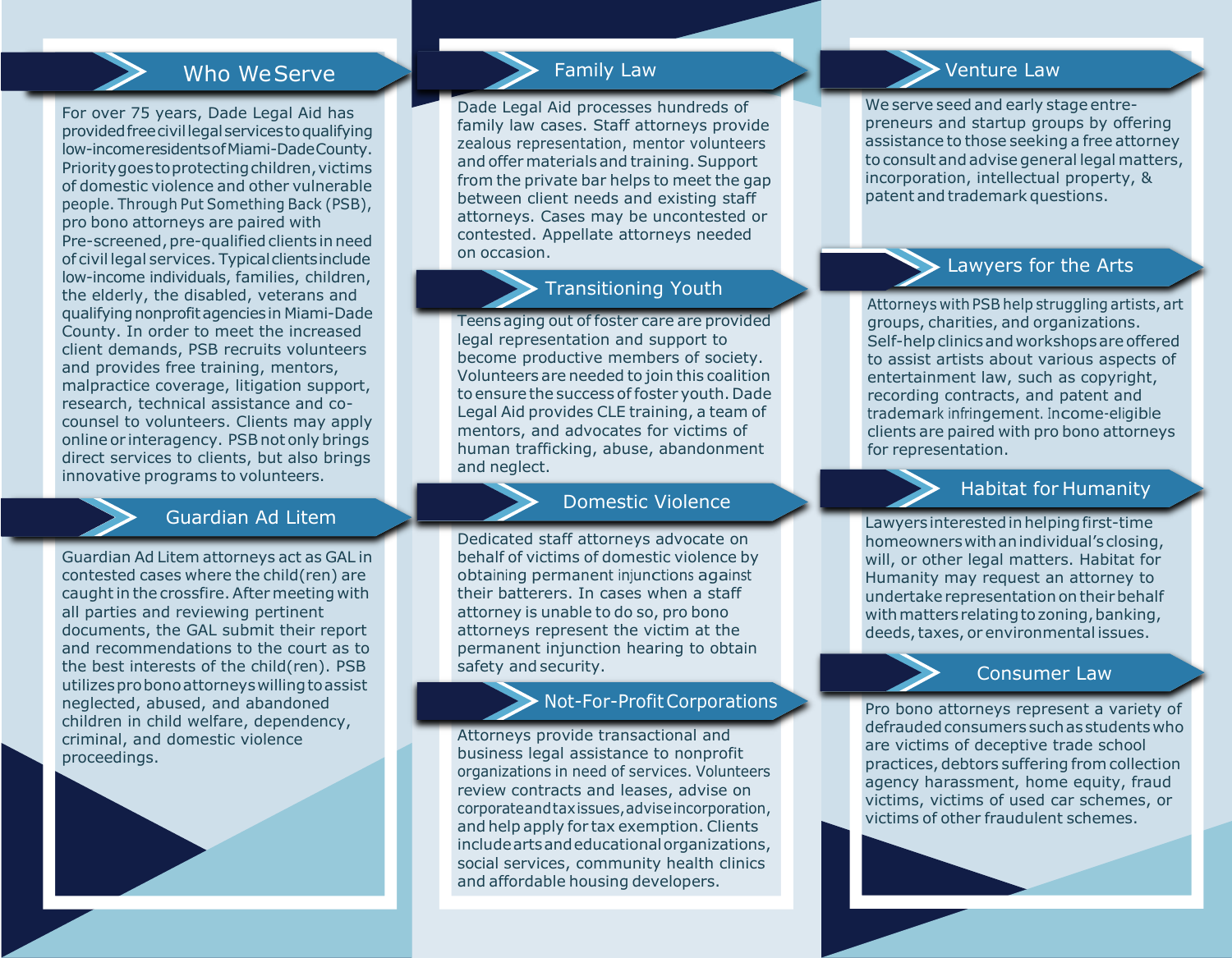## Who We Serve

For over 75 years, Dade Legal Aid has provided free civil legal services to qualifying low-income residents of Miami-Dade County. Priority goes to protecting children, victims of domestic violence and other vulnerable people. Through Put Something Back (PSB), pro bono attorneys are paired with Pre-screened, pre-qualified clients in need of civil legal services. Typical clients include low-income individuals, families, children, the elderly, the disabled, veterans and qualifying nonprofit agencies in Miami-Dade County. In order to meet the increased client demands, PSB recruits volunteers and provides free training, mentors, malpractice coverage, litigation support, research, technical assistance and co-counsel to volunteers. Clients may apply online or interagency. PSB not only brings direct services to clients, but also brings innovative programs to volunteers.

## Guardian Ad Litem

Guardian Ad Litem attorneys act as GAL in contested cases where the child(ren) are caught in the crossfire. After meeting with all parties and reviewing pertinent documents, the GAL submit their report and recommendations to the court as to the best interests of the child(ren). PSB utilizes pro bono attorneys willing to assist neglected, abused, and abandoned children in child welfare, dependency, criminal, and domestic violence proceedings.

## Family Law

Dade Legal Aid processes hundreds of family law cases. Staff attorneys provide zealous representation, mentor volunteers and offer materials and training. Support from the private bar helps to meet the gap between client needs and existing staff attorneys. Cases may be uncontested or contested. Appellate attorneys needed on occasion.

## Transitioning Youth

Teens aging out of foster care are provided legal representation and support to become productive members of society. Volunteers are needed to join this coalition to ensure the success of foster youth. Dade Legal Aid provides CLE training, a team of mentors, and advocates for victims of human trafficking, abuse, abandonment and neglect.

## Domestic Violence

Dedicated staff attorneys advocate on behalf of victims of domestic violence by obtaining permanent injunctions against their batterers. In cases when a staff attorney is unable to do so, pro bono attorneys represent the victim at the permanent injunction hearing to obtain safety and security.

## Not-For-Profit Corporations

Attorneys provide transactional and business legal assistance to nonprofit organizations in need of services. Volunteers review contracts and leases, advise on corporate and tax issues, advise incorporation, and help apply for tax exemption. Clients include arts and educational organizations, social services, community health clinics and affordable housing developers.

## Venture Law

We serve seed and early stage entre-preneurs and startup groups by offering assistance to those seeking a free attorney to consult and advise general legal matters, incorporation, intellectual property, & patent and trademark questions.

## Lawyers for the Arts

Attorneys with PSB help struggling artists, art groups, charities, and organizations. Self-help clinics and workshops are offered to assist artists about various aspects of entertainment law, such as copyright, recording contracts, and patent and trademark infringement. Income-eligible clients are paired with pro bono attorneys for representation.

## Habitat for Humanity

Lawyers interested in helping first-time homeowners with an individual's closing, will, or other legal matters. Habitat for Humanity may request an attorney to undertake representation on their behalf with matters relating to zoning, banking, deeds, taxes, or environmental issues.

## Consumer Law

Pro bono attorneys represent a variety of defrauded consumers such as students who are victims of deceptive trade school practices, debtors suffering from collection agency harassment, home equity, fraud victims, victims of used car schemes, or victims of other fraudulent schemes.